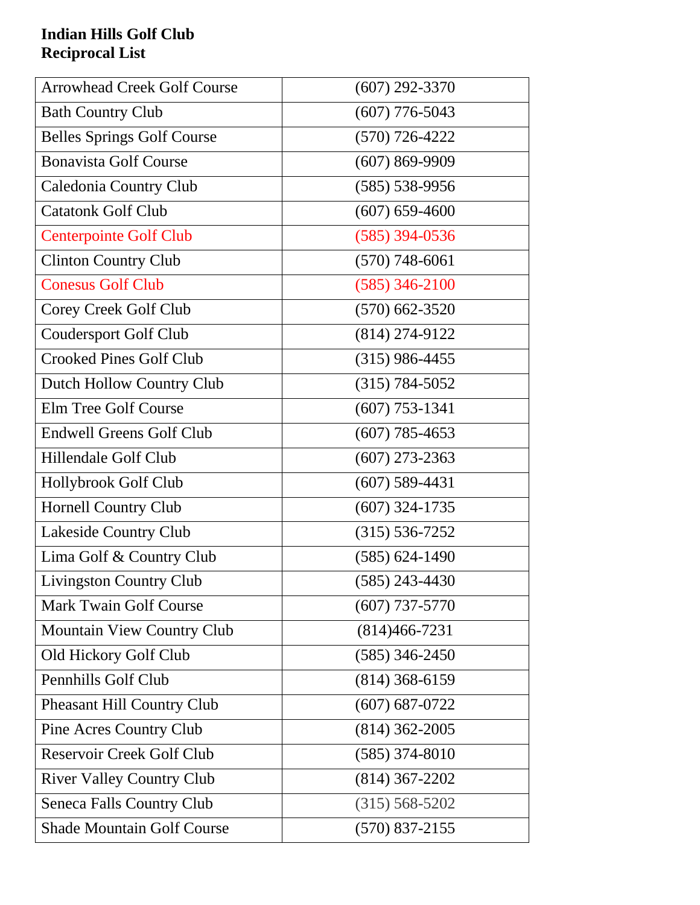**Indian Hills Golf Club**
**Reciprocal List**

| | |
|---|---|
| Arrowhead Creek Golf Course | (607) 292-3370 |
| Bath Country Club | (607) 776-5043 |
| Belles Springs Golf Course | (570) 726-4222 |
| Bonavista Golf Course | (607) 869-9909 |
| Caledonia Country Club | (585) 538-9956 |
| Catatonk Golf Club | (607) 659-4600 |
| Centerpointe Golf Club | (585) 394-0536 |
| Clinton Country Club | (570) 748-6061 |
| Conesus Golf Club | (585) 346-2100 |
| Corey Creek Golf Club | (570) 662-3520 |
| Coudersport Golf Club | (814) 274-9122 |
| Crooked Pines Golf Club | (315) 986-4455 |
| Dutch Hollow Country Club | (315) 784-5052 |
| Elm Tree Golf Course | (607) 753-1341 |
| Endwell Greens Golf Club | (607) 785-4653 |
| Hillendale Golf Club | (607) 273-2363 |
| Hollybrook Golf Club | (607) 589-4431 |
| Hornell Country Club | (607) 324-1735 |
| Lakeside Country Club | (315) 536-7252 |
| Lima Golf & Country Club | (585) 624-1490 |
| Livingston Country Club | (585) 243-4430 |
| Mark Twain Golf Course | (607) 737-5770 |
| Mountain View Country Club | (814)466-7231 |
| Old Hickory Golf Club | (585) 346-2450 |
| Pennhills Golf Club | (814) 368-6159 |
| Pheasant Hill Country Club | (607) 687-0722 |
| Pine Acres Country Club | (814) 362-2005 |
| Reservoir Creek Golf Club | (585) 374-8010 |
| River Valley Country Club | (814) 367-2202 |
| Seneca Falls Country Club | (315) 568-5202 |
| Shade Mountain Golf Course | (570) 837-2155 |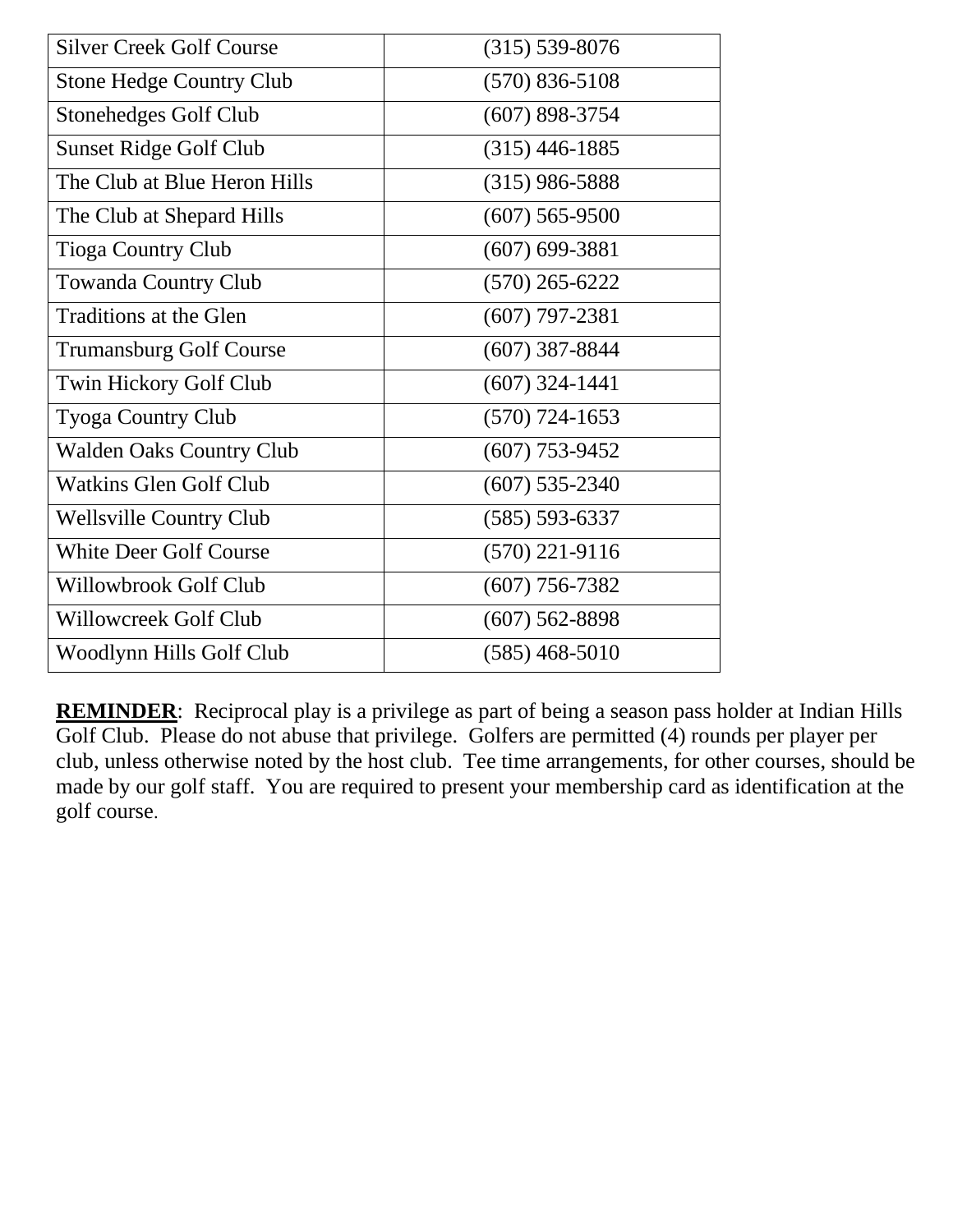| | |
|---|---|
| Silver Creek Golf Course | (315) 539-8076 |
| Stone Hedge Country Club | (570) 836-5108 |
| Stonehedges Golf Club | (607) 898-3754 |
| Sunset Ridge Golf Club | (315) 446-1885 |
| The Club at Blue Heron Hills | (315) 986-5888 |
| The Club at Shepard Hills | (607) 565-9500 |
| Tioga Country Club | (607) 699-3881 |
| Towanda Country Club | (570) 265-6222 |
| Traditions at the Glen | (607) 797-2381 |
| Trumansburg Golf Course | (607) 387-8844 |
| Twin Hickory Golf Club | (607) 324-1441 |
| Tyoga Country Club | (570) 724-1653 |
| Walden Oaks Country Club | (607) 753-9452 |
| Watkins Glen Golf Club | (607) 535-2340 |
| Wellsville Country Club | (585) 593-6337 |
| White Deer Golf Course | (570) 221-9116 |
| Willowbrook Golf Club | (607) 756-7382 |
| Willowcreek Golf Club | (607) 562-8898 |
| Woodlynn Hills Golf Club | (585) 468-5010 |

**REMINDER**: Reciprocal play is a privilege as part of being a season pass holder at Indian Hills Golf Club. Please do not abuse that privilege. Golfers are permitted (4) rounds per player per club, unless otherwise noted by the host club. Tee time arrangements, for other courses, should be made by our golf staff. You are required to present your membership card as identification at the golf course.